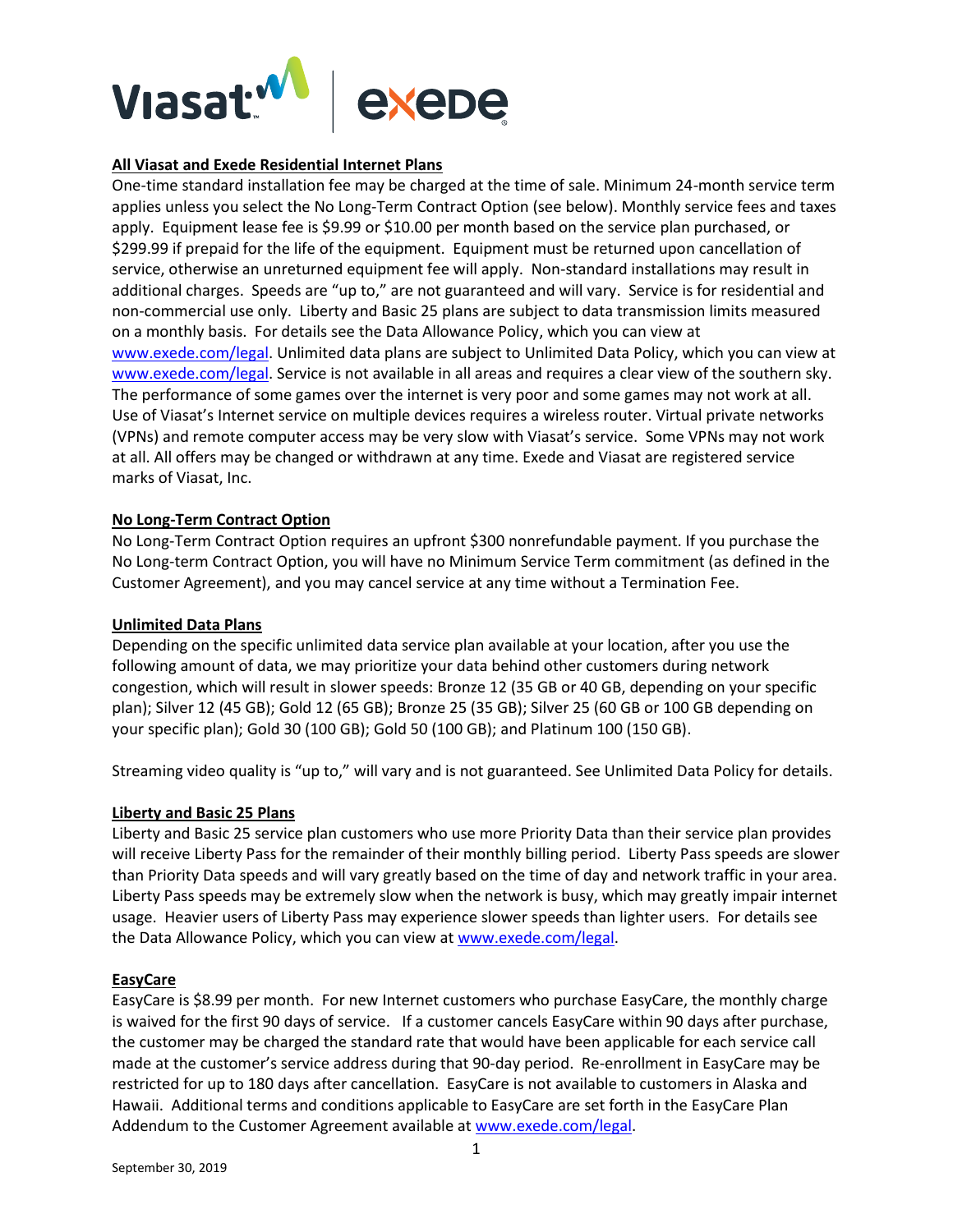## All Viasat and Exede Residential Internet Plans

One-time standard installation fee may be charged at the time of sale. Minimum 24-month service term applies unless you select the No Long-Term Contract Option (see below). Monthly service fees and taxes apply. Equipment lease fee is $9.99 or $10.00 per month based on the service plan purchased, or $299.99 if prepaid for the life of the equipment. Equipment must be returned upon cancellation of service, otherwise an unreturned equipment fee will apply. Non-standard installations may result in additional charges. Speeds are "up to," are not guaranteed and will vary. Service is for residential and non-commercial use only. Liberty and Basic 25 plans are subject to data transmission limits measured on a monthly basis. For details see the Data Allowance Policy, which you can view at www.exede.com/legal. Unlimited data plans are subject to Unlimited Data Policy, which you can view at www.exede.com/legal. Service is not available in all areas and requires a clear view of the southern sky. The performance of some games over the internet is very poor and some games may not work at all. Use of Viasat's Internet service on multiple devices requires a wireless router. Virtual private networks (VPNs) and remote computer access may be very slow with Viasat's service. Some VPNs may not work at all. All offers may be changed or withdrawn at any time. Exede and Viasat are registered service marks of Viasat, Inc.

## No Long-Term Contract Option

No Long-Term Contract Option requires an upfront $300 nonrefundable payment. If you purchase the No Long-term Contract Option, you will have no Minimum Service Term commitment (as defined in the Customer Agreement), and you may cancel service at any time without a Termination Fee.

## Unlimited Data Plans

Depending on the specific unlimited data service plan available at your location, after you use the following amount of data, we may prioritize your data behind other customers during network congestion, which will result in slower speeds: Bronze 12 (35 GB or 40 GB, depending on your specific plan); Silver 12 (45 GB); Gold 12 (65 GB); Bronze 25 (35 GB); Silver 25 (60 GB or 100 GB depending on your specific plan); Gold 30 (100 GB); Gold 50 (100 GB); and Platinum 100 (150 GB).

Streaming video quality is "up to," will vary and is not guaranteed. See Unlimited Data Policy for details.

## Liberty and Basic 25 Plans

Liberty and Basic 25 service plan customers who use more Priority Data than their service plan provides will receive Liberty Pass for the remainder of their monthly billing period. Liberty Pass speeds are slower than Priority Data speeds and will vary greatly based on the time of day and network traffic in your area. Liberty Pass speeds may be extremely slow when the network is busy, which may greatly impair internet usage. Heavier users of Liberty Pass may experience slower speeds than lighter users. For details see the Data Allowance Policy, which you can view at www.exede.com/legal.

## EasyCare

EasyCare is $8.99 per month. For new Internet customers who purchase EasyCare, the monthly charge is waived for the first 90 days of service. If a customer cancels EasyCare within 90 days after purchase, the customer may be charged the standard rate that would have been applicable for each service call made at the customer's service address during that 90-day period. Re-enrollment in EasyCare may be restricted for up to 180 days after cancellation. EasyCare is not available to customers in Alaska and Hawaii. Additional terms and conditions applicable to EasyCare are set forth in the EasyCare Plan Addendum to the Customer Agreement available at www.exede.com/legal.

September 30, 2019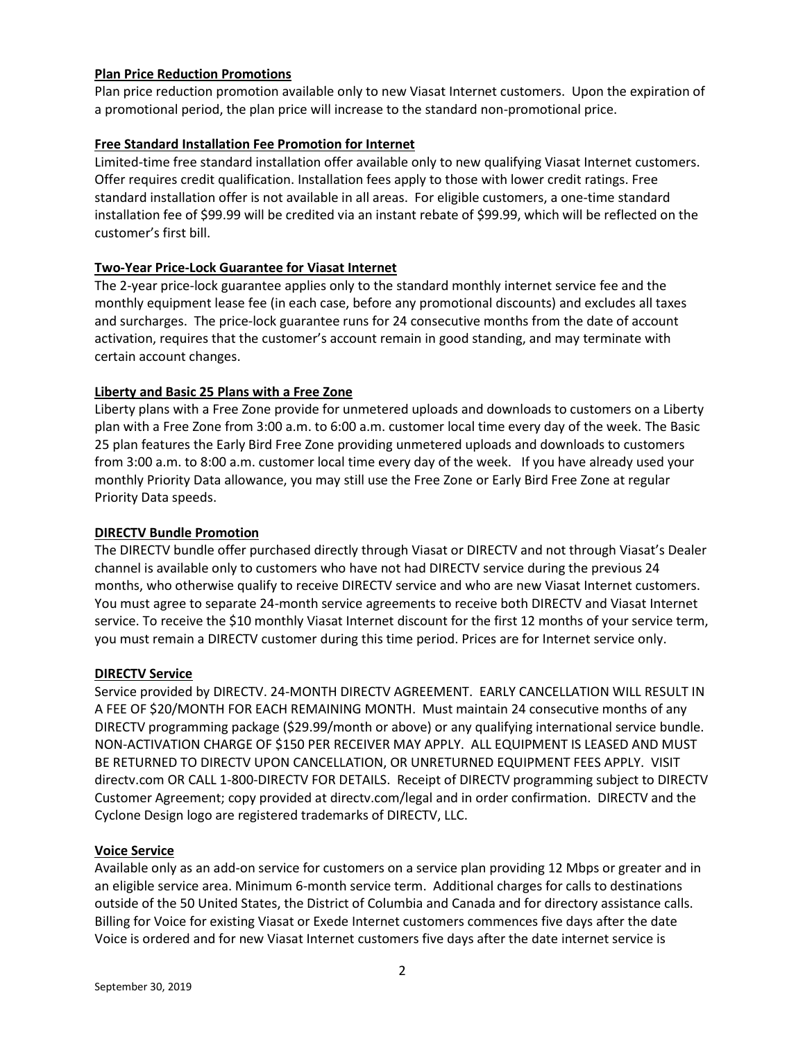**Plan Price Reduction Promotions**

Plan price reduction promotion available only to new Viasat Internet customers. Upon the expiration of a promotional period, the plan price will increase to the standard non-promotional price.

**Free Standard Installation Fee Promotion for Internet**

Limited-time free standard installation offer available only to new qualifying Viasat Internet customers. Offer requires credit qualification. Installation fees apply to those with lower credit ratings. Free standard installation offer is not available in all areas. For eligible customers, a one-time standard installation fee of $99.99 will be credited via an instant rebate of $99.99, which will be reflected on the customer's first bill.

**Two-Year Price-Lock Guarantee for Viasat Internet**

The 2-year price-lock guarantee applies only to the standard monthly internet service fee and the monthly equipment lease fee (in each case, before any promotional discounts) and excludes all taxes and surcharges. The price-lock guarantee runs for 24 consecutive months from the date of account activation, requires that the customer's account remain in good standing, and may terminate with certain account changes.

**Liberty and Basic 25 Plans with a Free Zone**

Liberty plans with a Free Zone provide for unmetered uploads and downloads to customers on a Liberty plan with a Free Zone from 3:00 a.m. to 6:00 a.m. customer local time every day of the week. The Basic 25 plan features the Early Bird Free Zone providing unmetered uploads and downloads to customers from 3:00 a.m. to 8:00 a.m. customer local time every day of the week. If you have already used your monthly Priority Data allowance, you may still use the Free Zone or Early Bird Free Zone at regular Priority Data speeds.

**DIRECTV Bundle Promotion**

The DIRECTV bundle offer purchased directly through Viasat or DIRECTV and not through Viasat's Dealer channel is available only to customers who have not had DIRECTV service during the previous 24 months, who otherwise qualify to receive DIRECTV service and who are new Viasat Internet customers. You must agree to separate 24-month service agreements to receive both DIRECTV and Viasat Internet service. To receive the $10 monthly Viasat Internet discount for the first 12 months of your service term, you must remain a DIRECTV customer during this time period. Prices are for Internet service only.

**DIRECTV Service**

Service provided by DIRECTV. 24-MONTH DIRECTV AGREEMENT. EARLY CANCELLATION WILL RESULT IN A FEE OF $20/MONTH FOR EACH REMAINING MONTH. Must maintain 24 consecutive months of any DIRECTV programming package ($29.99/month or above) or any qualifying international service bundle. NON-ACTIVATION CHARGE OF $150 PER RECEIVER MAY APPLY. ALL EQUIPMENT IS LEASED AND MUST BE RETURNED TO DIRECTV UPON CANCELLATION, OR UNRETURNED EQUIPMENT FEES APPLY. VISIT directv.com OR CALL 1-800-DIRECTV FOR DETAILS. Receipt of DIRECTV programming subject to DIRECTV Customer Agreement; copy provided at directv.com/legal and in order confirmation. DIRECTV and the Cyclone Design logo are registered trademarks of DIRECTV, LLC.

**Voice Service**

Available only as an add-on service for customers on a service plan providing 12 Mbps or greater and in an eligible service area. Minimum 6-month service term. Additional charges for calls to destinations outside of the 50 United States, the District of Columbia and Canada and for directory assistance calls. Billing for Voice for existing Viasat or Exede Internet customers commences five days after the date Voice is ordered and for new Viasat Internet customers five days after the date internet service is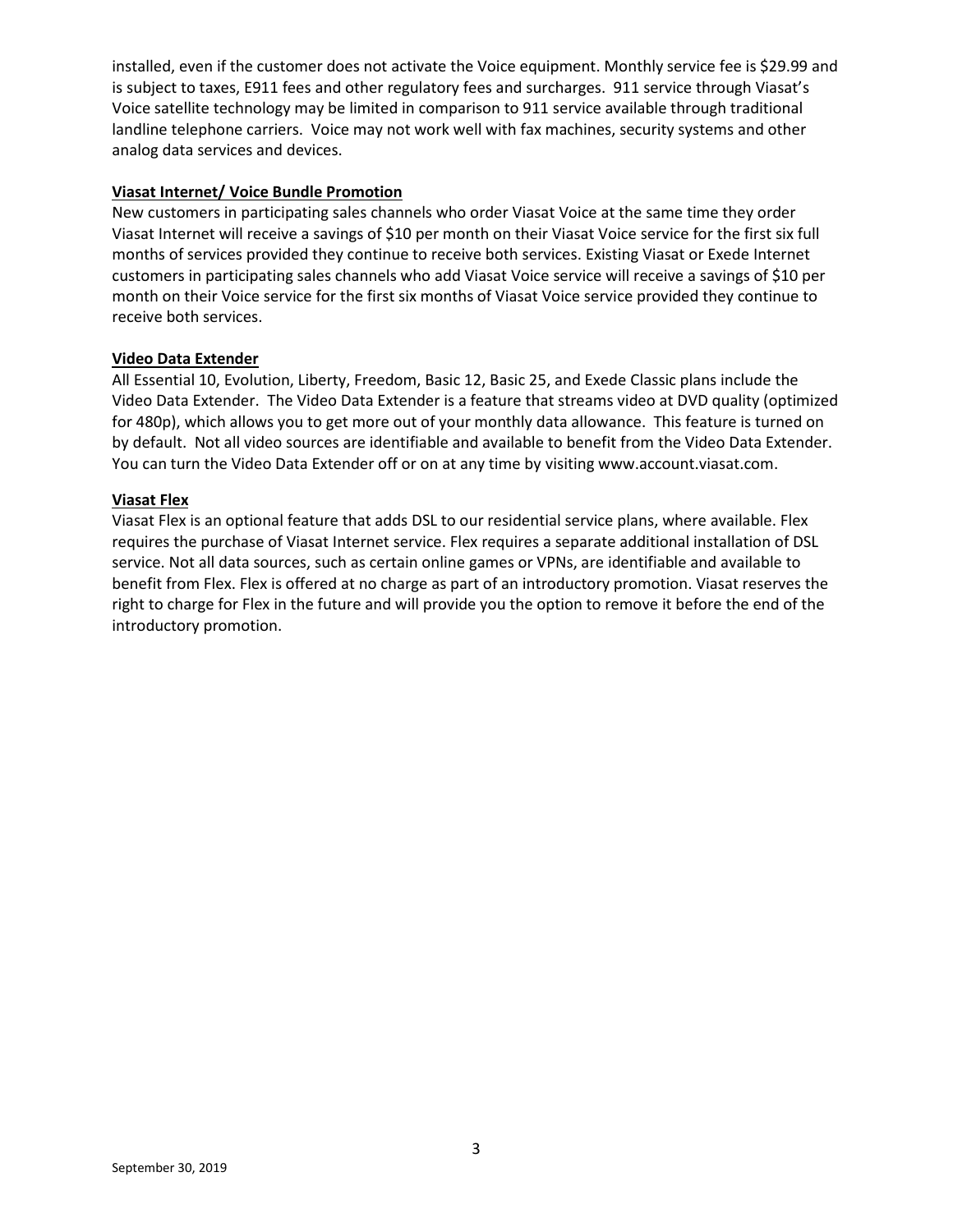installed, even if the customer does not activate the Voice equipment. Monthly service fee is $29.99 and is subject to taxes, E911 fees and other regulatory fees and surcharges. 911 service through Viasat's Voice satellite technology may be limited in comparison to 911 service available through traditional landline telephone carriers. Voice may not work well with fax machines, security systems and other analog data services and devices.

**Viasat Internet/ Voice Bundle Promotion**

New customers in participating sales channels who order Viasat Voice at the same time they order Viasat Internet will receive a savings of $10 per month on their Viasat Voice service for the first six full months of services provided they continue to receive both services. Existing Viasat or Exede Internet customers in participating sales channels who add Viasat Voice service will receive a savings of $10 per month on their Voice service for the first six months of Viasat Voice service provided they continue to receive both services.

**Video Data Extender**

All Essential 10, Evolution, Liberty, Freedom, Basic 12, Basic 25, and Exede Classic plans include the Video Data Extender. The Video Data Extender is a feature that streams video at DVD quality (optimized for 480p), which allows you to get more out of your monthly data allowance. This feature is turned on by default. Not all video sources are identifiable and available to benefit from the Video Data Extender. You can turn the Video Data Extender off or on at any time by visiting www.account.viasat.com.

**Viasat Flex**

Viasat Flex is an optional feature that adds DSL to our residential service plans, where available. Flex requires the purchase of Viasat Internet service. Flex requires a separate additional installation of DSL service. Not all data sources, such as certain online games or VPNs, are identifiable and available to benefit from Flex. Flex is offered at no charge as part of an introductory promotion. Viasat reserves the right to charge for Flex in the future and will provide you the option to remove it before the end of the introductory promotion.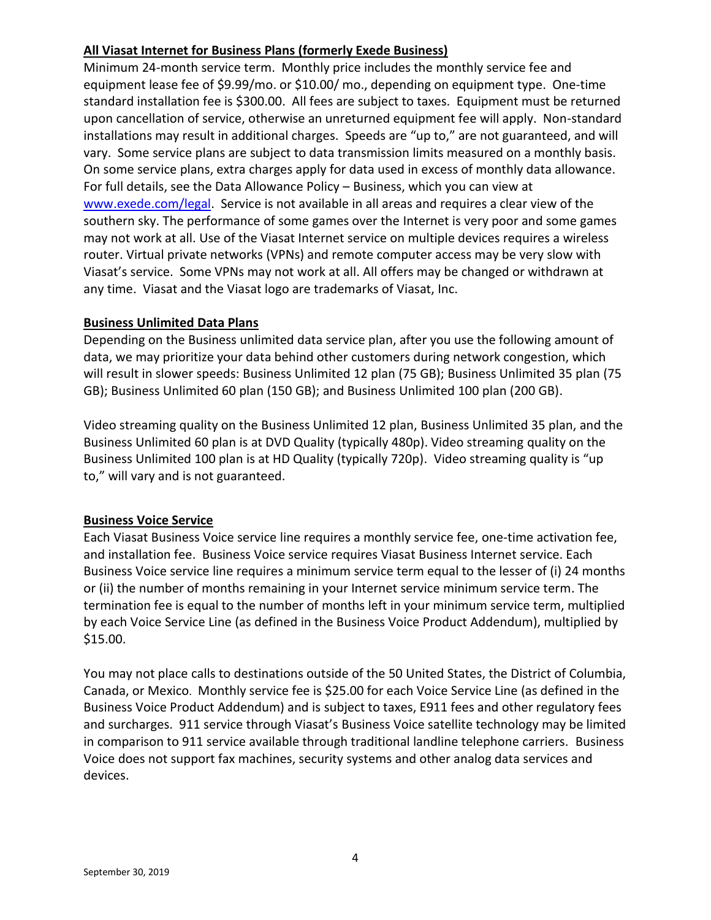**All Viasat Internet for Business Plans (formerly Exede Business)**

Minimum 24-month service term. Monthly price includes the monthly service fee and equipment lease fee of $9.99/mo. or $10.00/ mo., depending on equipment type. One-time standard installation fee is $300.00. All fees are subject to taxes. Equipment must be returned upon cancellation of service, otherwise an unreturned equipment fee will apply. Non-standard installations may result in additional charges. Speeds are "up to," are not guaranteed, and will vary. Some service plans are subject to data transmission limits measured on a monthly basis. On some service plans, extra charges apply for data used in excess of monthly data allowance. For full details, see the Data Allowance Policy – Business, which you can view at www.exede.com/legal. Service is not available in all areas and requires a clear view of the southern sky. The performance of some games over the Internet is very poor and some games may not work at all. Use of the Viasat Internet service on multiple devices requires a wireless router. Virtual private networks (VPNs) and remote computer access may be very slow with Viasat's service. Some VPNs may not work at all. All offers may be changed or withdrawn at any time. Viasat and the Viasat logo are trademarks of Viasat, Inc.

**Business Unlimited Data Plans**

Depending on the Business unlimited data service plan, after you use the following amount of data, we may prioritize your data behind other customers during network congestion, which will result in slower speeds: Business Unlimited 12 plan (75 GB); Business Unlimited 35 plan (75 GB); Business Unlimited 60 plan (150 GB); and Business Unlimited 100 plan (200 GB).

Video streaming quality on the Business Unlimited 12 plan, Business Unlimited 35 plan, and the Business Unlimited 60 plan is at DVD Quality (typically 480p). Video streaming quality on the Business Unlimited 100 plan is at HD Quality (typically 720p). Video streaming quality is "up to," will vary and is not guaranteed.

**Business Voice Service**

Each Viasat Business Voice service line requires a monthly service fee, one-time activation fee, and installation fee. Business Voice service requires Viasat Business Internet service. Each Business Voice service line requires a minimum service term equal to the lesser of (i) 24 months or (ii) the number of months remaining in your Internet service minimum service term. The termination fee is equal to the number of months left in your minimum service term, multiplied by each Voice Service Line (as defined in the Business Voice Product Addendum), multiplied by $15.00.

You may not place calls to destinations outside of the 50 United States, the District of Columbia, Canada, or Mexico. Monthly service fee is $25.00 for each Voice Service Line (as defined in the Business Voice Product Addendum) and is subject to taxes, E911 fees and other regulatory fees and surcharges. 911 service through Viasat's Business Voice satellite technology may be limited in comparison to 911 service available through traditional landline telephone carriers. Business Voice does not support fax machines, security systems and other analog data services and devices.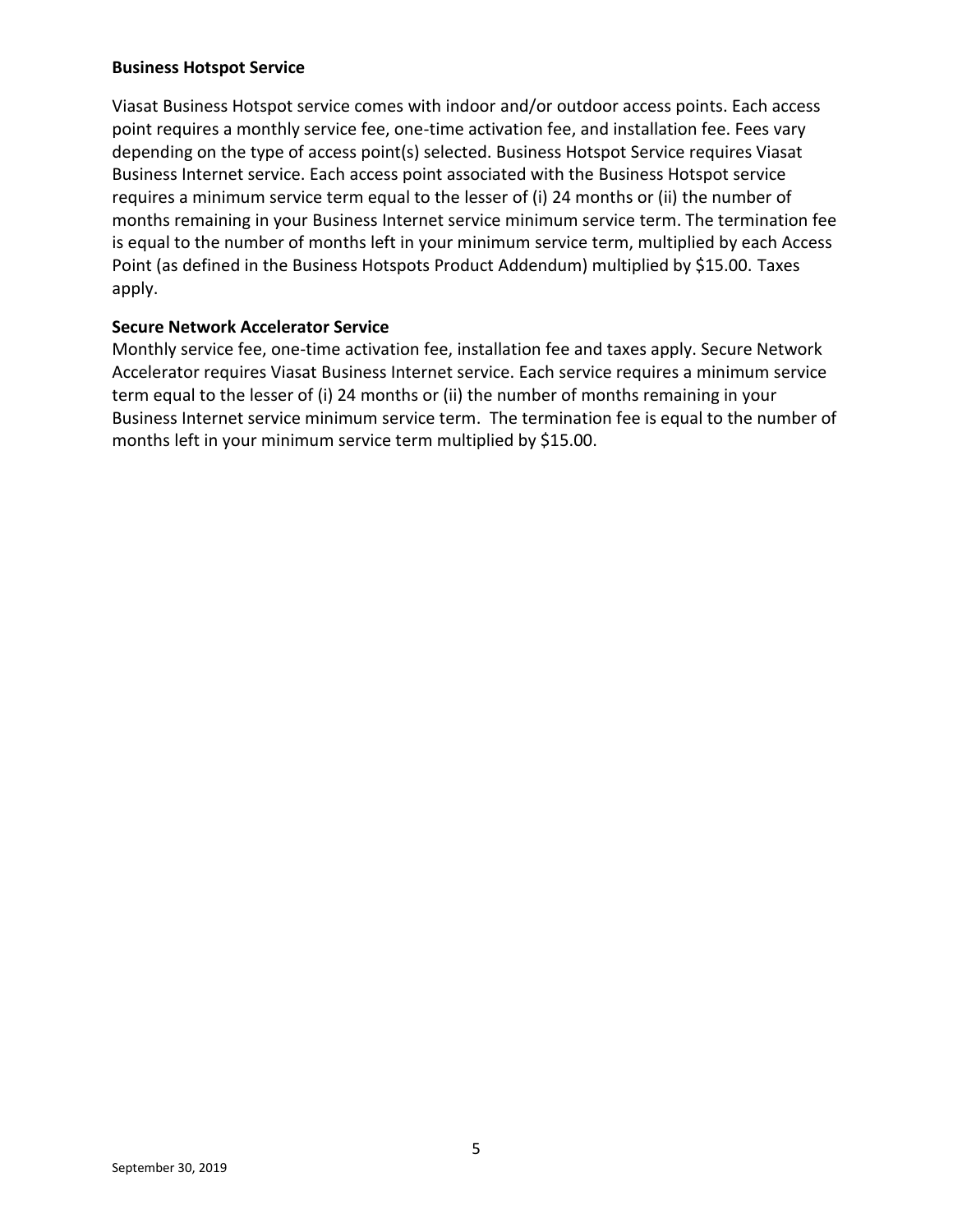**Business Hotspot Service**

Viasat Business Hotspot service comes with indoor and/or outdoor access points. Each access point requires a monthly service fee, one-time activation fee, and installation fee. Fees vary depending on the type of access point(s) selected. Business Hotspot Service requires Viasat Business Internet service. Each access point associated with the Business Hotspot service requires a minimum service term equal to the lesser of (i) 24 months or (ii) the number of months remaining in your Business Internet service minimum service term. The termination fee is equal to the number of months left in your minimum service term, multiplied by each Access Point (as defined in the Business Hotspots Product Addendum) multiplied by $15.00. Taxes apply.

**Secure Network Accelerator Service**

Monthly service fee, one-time activation fee, installation fee and taxes apply. Secure Network Accelerator requires Viasat Business Internet service. Each service requires a minimum service term equal to the lesser of (i) 24 months or (ii) the number of months remaining in your Business Internet service minimum service term. The termination fee is equal to the number of months left in your minimum service term multiplied by $15.00.